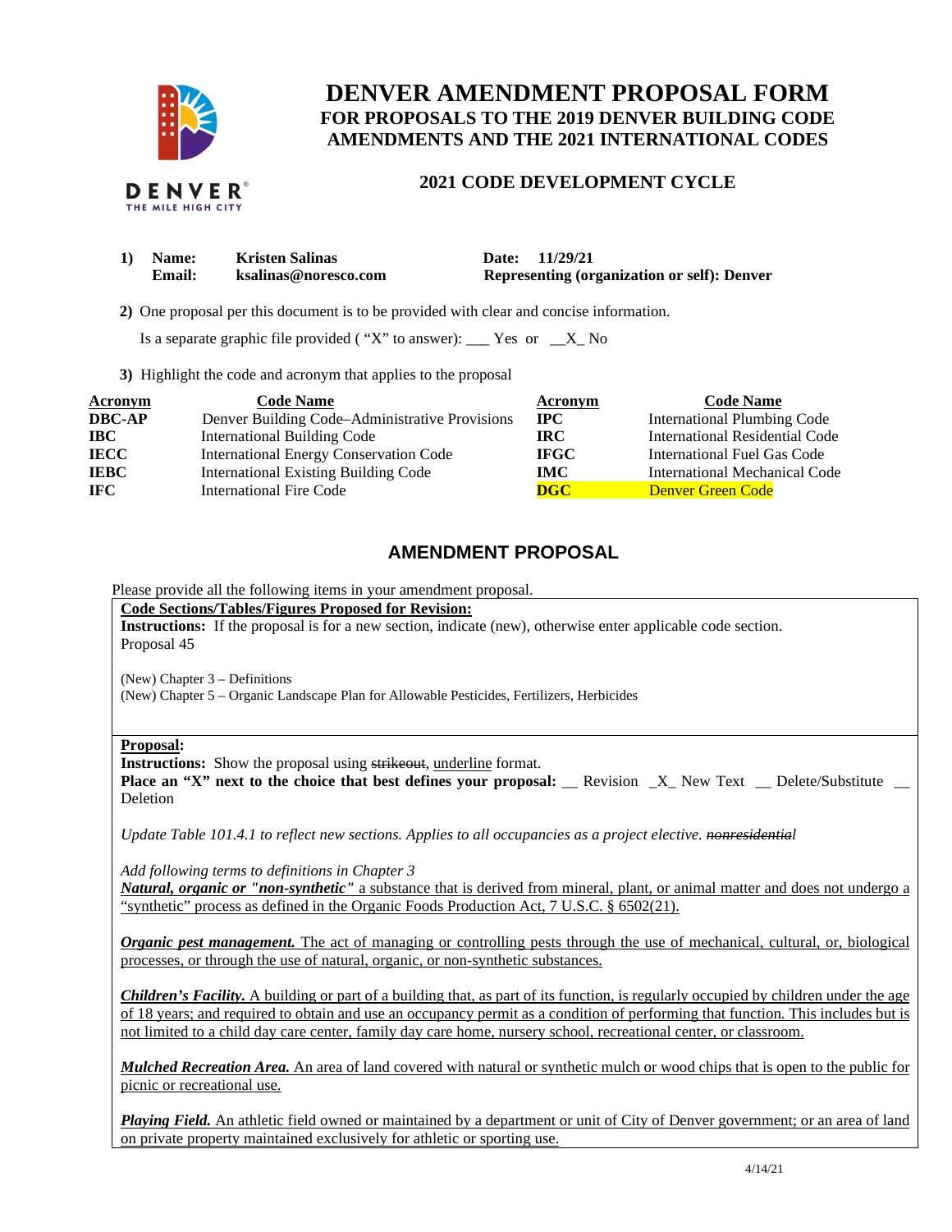# DENVER AMENDMENT PROPOSAL FORM

## FOR PROPOSALS TO THE 2019 DENVER BUILDING CODE AMENDMENTS AND THE 2021 INTERNATIONAL CODES

### 2021 CODE DEVELOPMENT CYCLE

**1) Name:** **Kristen Salinas** **Date: 11/29/21**
**Email:** **ksalinas@noresco.com** **Representing (organization or self): Denver**

**2)** One proposal per this document is to be provided with clear and concise information.

Is a separate graphic file provided ( "X" to answer): ___ Yes or __X_ No

**3)** Highlight the code and acronym that applies to the proposal

| Acronym | Code Name | Acronym | Code Name |
|---|---|---|---|
| **DBC-AP** | Denver Building Code–Administrative Provisions | **IPC** | International Plumbing Code |
| **IBC** | International Building Code | **IRC** | International Residential Code |
| **IECC** | International Energy Conservation Code | **IFGC** | International Fuel Gas Code |
| **IEBC** | International Existing Building Code | **IMC** | International Mechanical Code |
| **IFC** | International Fire Code | **DGC** | Denver Green Code |

## AMENDMENT PROPOSAL

Please provide all the following items in your amendment proposal.

**Code Sections/Tables/Figures Proposed for Revision:**

**Instructions:** If the proposal is for a new section, indicate (new), otherwise enter applicable code section.

Proposal 45

(New) Chapter 3 – Definitions
(New) Chapter 5 – Organic Landscape Plan for Allowable Pesticides, Fertilizers, Herbicides

**Proposal:**

**Instructions:** Show the proposal using ~~strikeout~~, <u>underline</u> format.

**Place an "X" next to the choice that best defines your proposal:** __ Revision _X_ New Text __ Delete/Substitute __ Deletion

*Update Table 101.4.1 to reflect new sections. Applies to all occupancies as a project elective. ~~nonresidential~~*

*Add following terms to definitions in Chapter 3*

<u>***Natural, organic or "non-synthetic"*** a substance that is derived from mineral, plant, or animal matter and does not undergo a "synthetic" process as defined in the Organic Foods Production Act, 7 U.S.C. § 6502(21).</u>

<u>***Organic pest management.*** The act of managing or controlling pests through the use of mechanical, cultural, or, biological processes, or through the use of natural, organic, or non-synthetic substances.</u>

<u>***Children's Facility.*** A building or part of a building that, as part of its function, is regularly occupied by children under the age of 18 years; and required to obtain and use an occupancy permit as a condition of performing that function. This includes but is not limited to a child day care center, family day care home, nursery school, recreational center, or classroom.</u>

<u>***Mulched Recreation Area.*** An area of land covered with natural or synthetic mulch or wood chips that is open to the public for picnic or recreational use.</u>

<u>***Playing Field.*** An athletic field owned or maintained by a department or unit of City of Denver government; or an area of land on private property maintained exclusively for athletic or sporting use.</u>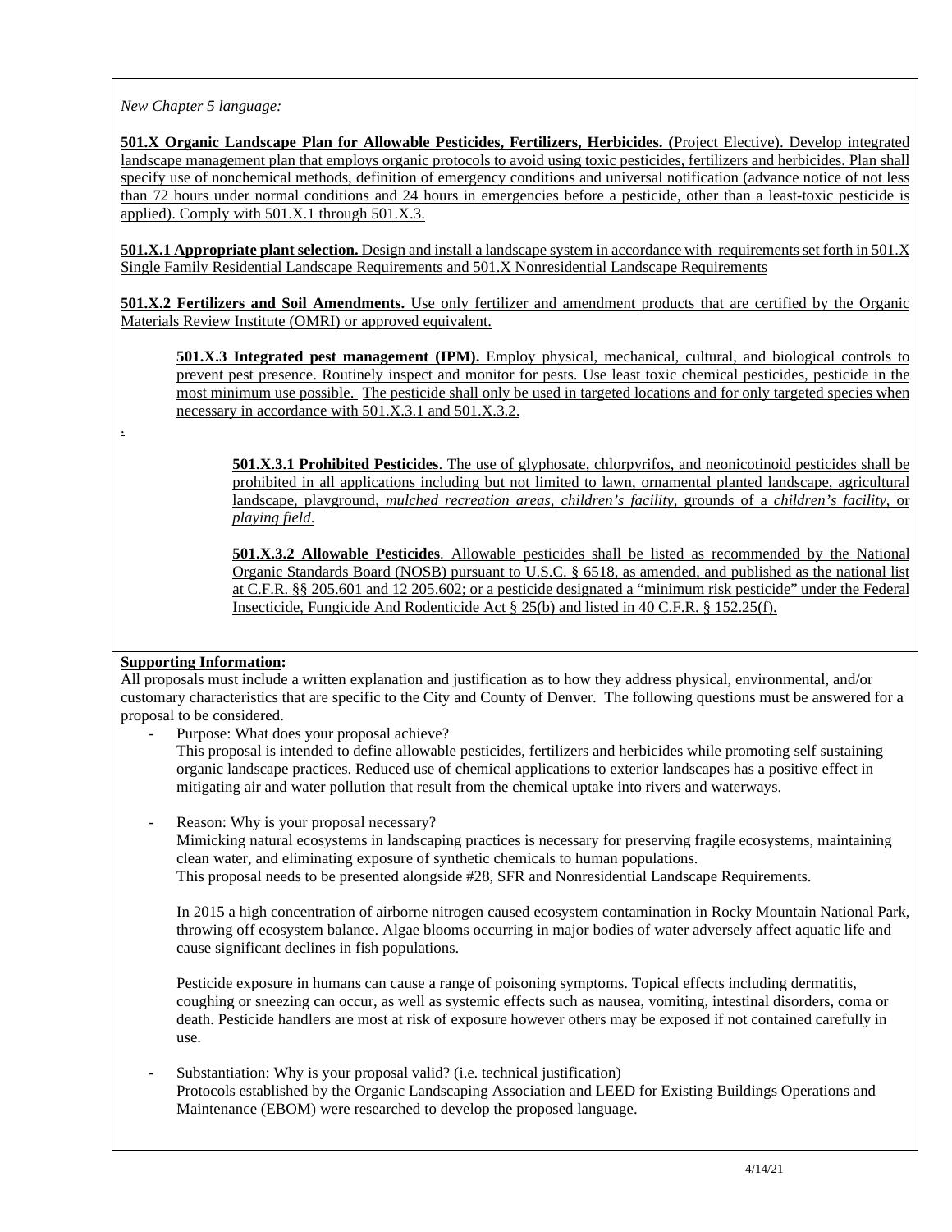*New Chapter 5 language:*

**501.X Organic Landscape Plan for Allowable Pesticides, Fertilizers, Herbicides.** (Project Elective). Develop integrated landscape management plan that employs organic protocols to avoid using toxic pesticides, fertilizers and herbicides. Plan shall specify use of nonchemical methods, definition of emergency conditions and universal notification (advance notice of not less than 72 hours under normal conditions and 24 hours in emergencies before a pesticide, other than a least-toxic pesticide is applied). Comply with 501.X.1 through 501.X.3.

**501.X.1 Appropriate plant selection.** Design and install a landscape system in accordance with requirements set forth in 501.X Single Family Residential Landscape Requirements and 501.X Nonresidential Landscape Requirements

**501.X.2 Fertilizers and Soil Amendments.** Use only fertilizer and amendment products that are certified by the Organic Materials Review Institute (OMRI) or approved equivalent.

**501.X.3 Integrated pest management (IPM).** Employ physical, mechanical, cultural, and biological controls to prevent pest presence. Routinely inspect and monitor for pests. Use least toxic chemical pesticides, pesticide in the most minimum use possible. The pesticide shall only be used in targeted locations and for only targeted species when necessary in accordance with 501.X.3.1 and 501.X.3.2.

.

**501.X.3.1 Prohibited Pesticides**. The use of glyphosate, chlorpyrifos, and neonicotinoid pesticides shall be prohibited in all applications including but not limited to lawn, ornamental planted landscape, agricultural landscape, playground, *mulched recreation areas*, *children's facility*, grounds of a *children's facility*, or *playing field*.

**501.X.3.2 Allowable Pesticides**. Allowable pesticides shall be listed as recommended by the National Organic Standards Board (NOSB) pursuant to U.S.C. § 6518, as amended, and published as the national list at C.F.R. §§ 205.601 and 12 205.602; or a pesticide designated a "minimum risk pesticide" under the Federal Insecticide, Fungicide And Rodenticide Act § 25(b) and listed in 40 C.F.R. § 152.25(f).

**Supporting Information:**

All proposals must include a written explanation and justification as to how they address physical, environmental, and/or customary characteristics that are specific to the City and County of Denver. The following questions must be answered for a proposal to be considered.

- Purpose: What does your proposal achieve?
  This proposal is intended to define allowable pesticides, fertilizers and herbicides while promoting self sustaining organic landscape practices. Reduced use of chemical applications to exterior landscapes has a positive effect in mitigating air and water pollution that result from the chemical uptake into rivers and waterways.

- Reason: Why is your proposal necessary?
  Mimicking natural ecosystems in landscaping practices is necessary for preserving fragile ecosystems, maintaining clean water, and eliminating exposure of synthetic chemicals to human populations.
  This proposal needs to be presented alongside #28, SFR and Nonresidential Landscape Requirements.

  In 2015 a high concentration of airborne nitrogen caused ecosystem contamination in Rocky Mountain National Park, throwing off ecosystem balance. Algae blooms occurring in major bodies of water adversely affect aquatic life and cause significant declines in fish populations.

  Pesticide exposure in humans can cause a range of poisoning symptoms. Topical effects including dermatitis, coughing or sneezing can occur, as well as systemic effects such as nausea, vomiting, intestinal disorders, coma or death. Pesticide handlers are most at risk of exposure however others may be exposed if not contained carefully in use.

- Substantiation: Why is your proposal valid? (i.e. technical justification)
  Protocols established by the Organic Landscaping Association and LEED for Existing Buildings Operations and Maintenance (EBOM) were researched to develop the proposed language.

4/14/21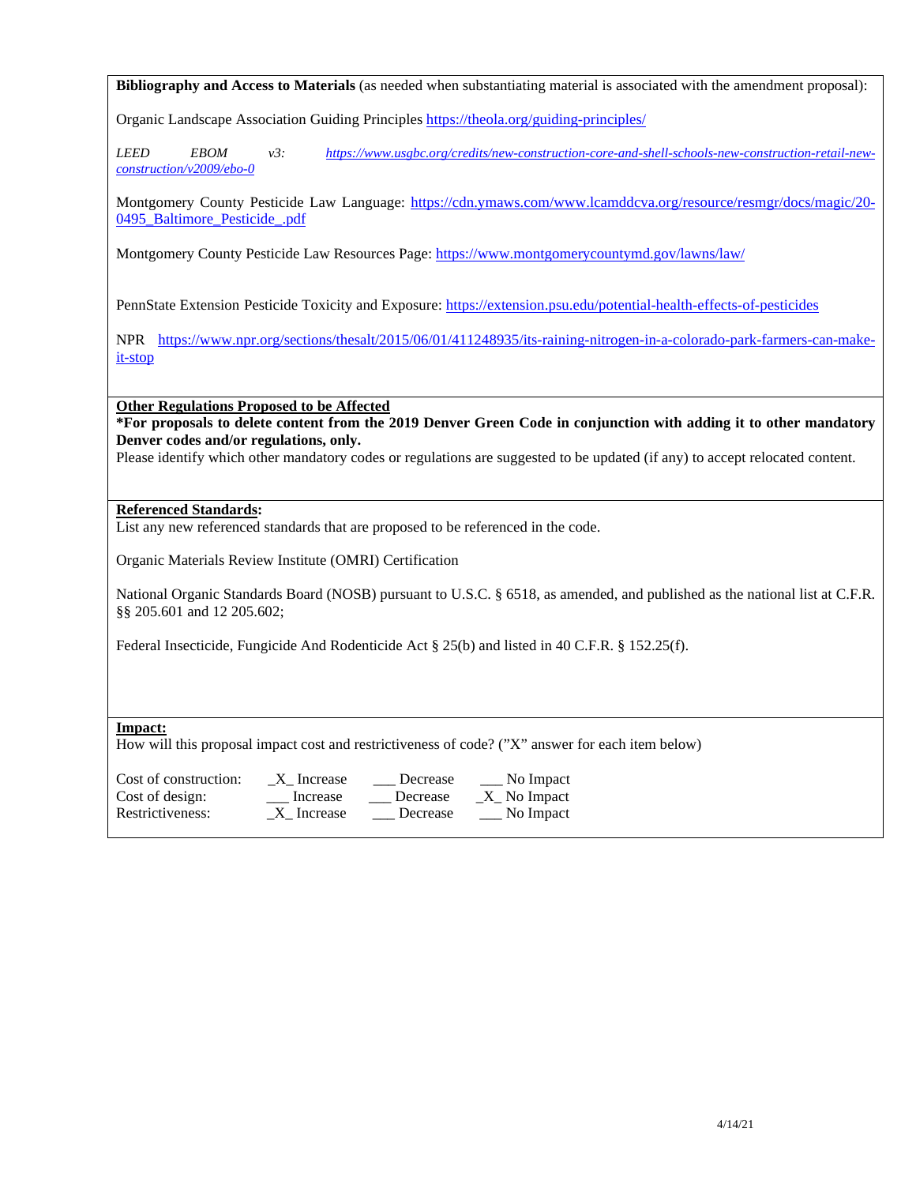**Bibliography and Access to Materials** (as needed when substantiating material is associated with the amendment proposal):

Organic Landscape Association Guiding Principles https://theola.org/guiding-principles/

*LEED EBOM v3: https://www.usgbc.org/credits/new-construction-core-and-shell-schools-new-construction-retail-new-construction/v2009/ebo-0*

Montgomery County Pesticide Law Language: https://cdn.ymaws.com/www.lcamddcva.org/resource/resmgr/docs/magic/20-0495_Baltimore_Pesticide_.pdf

Montgomery County Pesticide Law Resources Page: https://www.montgomerycountymd.gov/lawns/law/

PennState Extension Pesticide Toxicity and Exposure: https://extension.psu.edu/potential-health-effects-of-pesticides

NPR https://www.npr.org/sections/thesalt/2015/06/01/411248935/its-raining-nitrogen-in-a-colorado-park-farmers-can-make-it-stop

**Other Regulations Proposed to be Affected**

**\*For proposals to delete content from the 2019 Denver Green Code in conjunction with adding it to other mandatory Denver codes and/or regulations, only.**

Please identify which other mandatory codes or regulations are suggested to be updated (if any) to accept relocated content.

**Referenced Standards:**

List any new referenced standards that are proposed to be referenced in the code.

Organic Materials Review Institute (OMRI) Certification

National Organic Standards Board (NOSB) pursuant to U.S.C. § 6518, as amended, and published as the national list at C.F.R. §§ 205.601 and 12 205.602;

Federal Insecticide, Fungicide And Rodenticide Act § 25(b) and listed in 40 C.F.R. § 152.25(f).

**Impact:**

How will this proposal impact cost and restrictiveness of code? ("X" answer for each item below)

| | | | |
|---|---|---|---|
| Cost of construction: | _X_ Increase | ___ Decrease | ___ No Impact |
| Cost of design: | ___ Increase | ___ Decrease | _X_ No Impact |
| Restrictiveness: | _X_ Increase | ___ Decrease | ___ No Impact |

4/14/21